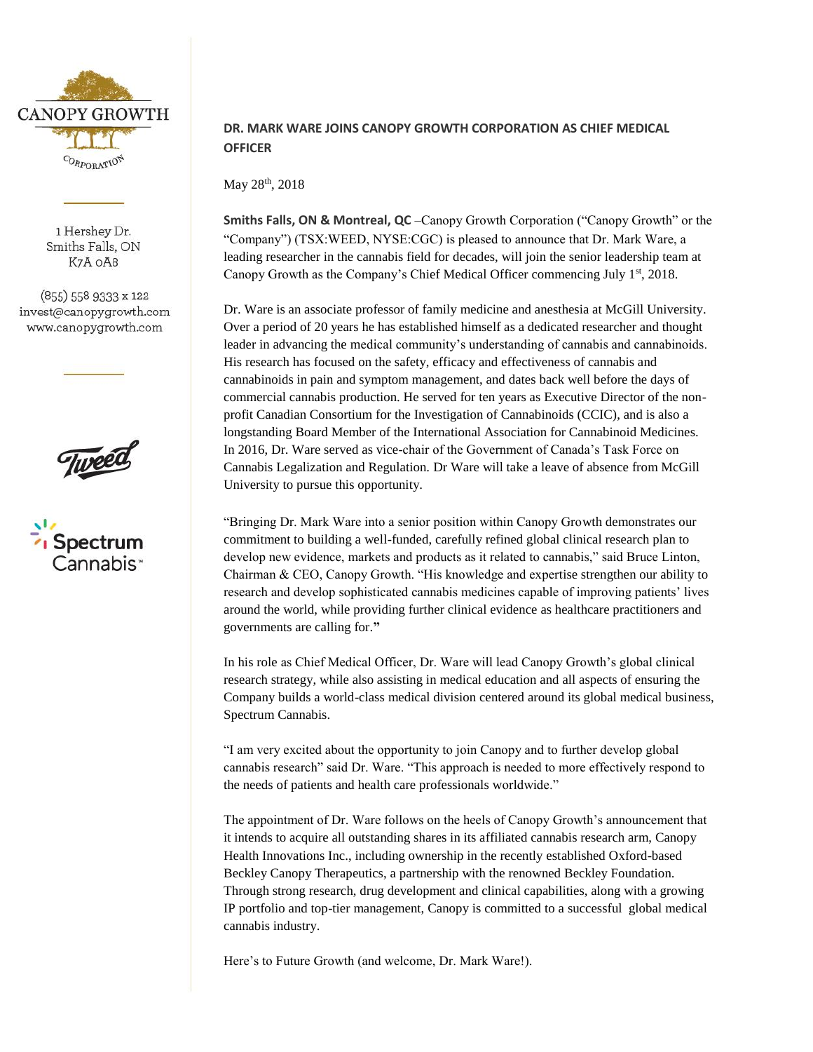CANOPY GROWTH CORPORATION

1 Hershey Dr.
Smiths Falls, ON
K7A 0A8

(855) 558 9333 x 122
invest@canopygrowth.com
www.canopygrowth.com

Tweed

Spectrum Cannabis™

**DR. MARK WARE JOINS CANOPY GROWTH CORPORATION AS CHIEF MEDICAL OFFICER**

May 28th, 2018

**Smiths Falls, ON & Montreal, QC** –Canopy Growth Corporation ("Canopy Growth" or the "Company") (TSX:WEED, NYSE:CGC) is pleased to announce that Dr. Mark Ware, a leading researcher in the cannabis field for decades, will join the senior leadership team at Canopy Growth as the Company's Chief Medical Officer commencing July 1st, 2018.

Dr. Ware is an associate professor of family medicine and anesthesia at McGill University. Over a period of 20 years he has established himself as a dedicated researcher and thought leader in advancing the medical community's understanding of cannabis and cannabinoids. His research has focused on the safety, efficacy and effectiveness of cannabis and cannabinoids in pain and symptom management, and dates back well before the days of commercial cannabis production. He served for ten years as Executive Director of the non-profit Canadian Consortium for the Investigation of Cannabinoids (CCIC), and is also a longstanding Board Member of the International Association for Cannabinoid Medicines. In 2016, Dr. Ware served as vice-chair of the Government of Canada's Task Force on Cannabis Legalization and Regulation. Dr Ware will take a leave of absence from McGill University to pursue this opportunity.

"Bringing Dr. Mark Ware into a senior position within Canopy Growth demonstrates our commitment to building a well-funded, carefully refined global clinical research plan to develop new evidence, markets and products as it related to cannabis," said Bruce Linton, Chairman & CEO, Canopy Growth. "His knowledge and expertise strengthen our ability to research and develop sophisticated cannabis medicines capable of improving patients' lives around the world, while providing further clinical evidence as healthcare practitioners and governments are calling for."

In his role as Chief Medical Officer, Dr. Ware will lead Canopy Growth's global clinical research strategy, while also assisting in medical education and all aspects of ensuring the Company builds a world-class medical division centered around its global medical business, Spectrum Cannabis.

"I am very excited about the opportunity to join Canopy and to further develop global cannabis research" said Dr. Ware. "This approach is needed to more effectively respond to the needs of patients and health care professionals worldwide."

The appointment of Dr. Ware follows on the heels of Canopy Growth's announcement that it intends to acquire all outstanding shares in its affiliated cannabis research arm, Canopy Health Innovations Inc., including ownership in the recently established Oxford-based Beckley Canopy Therapeutics, a partnership with the renowned Beckley Foundation. Through strong research, drug development and clinical capabilities, along with a growing IP portfolio and top-tier management, Canopy is committed to a successful global medical cannabis industry.

Here's to Future Growth (and welcome, Dr. Mark Ware!).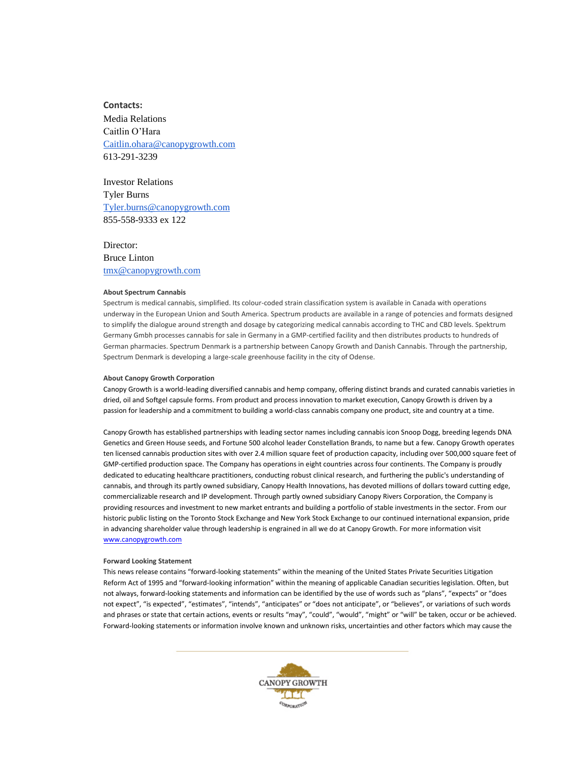**Contacts:**

Media Relations
Caitlin O'Hara
Caitlin.ohara@canopygrowth.com
613-291-3239

Investor Relations
Tyler Burns
Tyler.burns@canopygrowth.com
855-558-9333 ex 122

Director:
Bruce Linton
tmx@canopygrowth.com

**About Spectrum Cannabis**

Spectrum is medical cannabis, simplified. Its colour-coded strain classification system is available in Canada with operations underway in the European Union and South America. Spectrum products are available in a range of potencies and formats designed to simplify the dialogue around strength and dosage by categorizing medical cannabis according to THC and CBD levels. Spektrum Germany Gmbh processes cannabis for sale in Germany in a GMP-certified facility and then distributes products to hundreds of German pharmacies. Spectrum Denmark is a partnership between Canopy Growth and Danish Cannabis. Through the partnership, Spectrum Denmark is developing a large-scale greenhouse facility in the city of Odense.

**About Canopy Growth Corporation**

Canopy Growth is a world-leading diversified cannabis and hemp company, offering distinct brands and curated cannabis varieties in dried, oil and Softgel capsule forms. From product and process innovation to market execution, Canopy Growth is driven by a passion for leadership and a commitment to building a world-class cannabis company one product, site and country at a time.

Canopy Growth has established partnerships with leading sector names including cannabis icon Snoop Dogg, breeding legends DNA Genetics and Green House seeds, and Fortune 500 alcohol leader Constellation Brands, to name but a few. Canopy Growth operates ten licensed cannabis production sites with over 2.4 million square feet of production capacity, including over 500,000 square feet of GMP-certified production space. The Company has operations in eight countries across four continents. The Company is proudly dedicated to educating healthcare practitioners, conducting robust clinical research, and furthering the public's understanding of cannabis, and through its partly owned subsidiary, Canopy Health Innovations, has devoted millions of dollars toward cutting edge, commercializable research and IP development. Through partly owned subsidiary Canopy Rivers Corporation, the Company is providing resources and investment to new market entrants and building a portfolio of stable investments in the sector. From our historic public listing on the Toronto Stock Exchange and New York Stock Exchange to our continued international expansion, pride in advancing shareholder value through leadership is engrained in all we do at Canopy Growth. For more information visit www.canopygrowth.com

**Forward Looking Statement**

This news release contains "forward-looking statements" within the meaning of the United States Private Securities Litigation Reform Act of 1995 and "forward-looking information" within the meaning of applicable Canadian securities legislation. Often, but not always, forward-looking statements and information can be identified by the use of words such as "plans", "expects" or "does not expect", "is expected", "estimates", "intends", "anticipates" or "does not anticipate", or "believes", or variations of such words and phrases or state that certain actions, events or results "may", "could", "would", "might" or "will" be taken, occur or be achieved. Forward-looking statements or information involve known and unknown risks, uncertainties and other factors which may cause the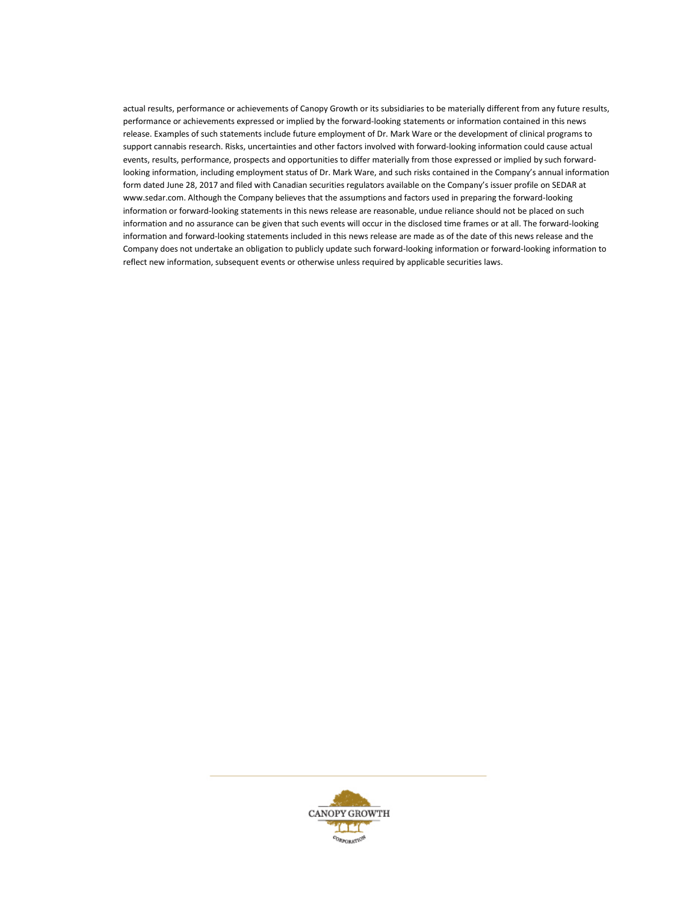actual results, performance or achievements of Canopy Growth or its subsidiaries to be materially different from any future results, performance or achievements expressed or implied by the forward-looking statements or information contained in this news release. Examples of such statements include future employment of Dr. Mark Ware or the development of clinical programs to support cannabis research. Risks, uncertainties and other factors involved with forward-looking information could cause actual events, results, performance, prospects and opportunities to differ materially from those expressed or implied by such forward-looking information, including employment status of Dr. Mark Ware, and such risks contained in the Company's annual information form dated June 28, 2017 and filed with Canadian securities regulators available on the Company's issuer profile on SEDAR at www.sedar.com. Although the Company believes that the assumptions and factors used in preparing the forward-looking information or forward-looking statements in this news release are reasonable, undue reliance should not be placed on such information and no assurance can be given that such events will occur in the disclosed time frames or at all. The forward-looking information and forward-looking statements included in this news release are made as of the date of this news release and the Company does not undertake an obligation to publicly update such forward-looking information or forward-looking information to reflect new information, subsequent events or otherwise unless required by applicable securities laws.